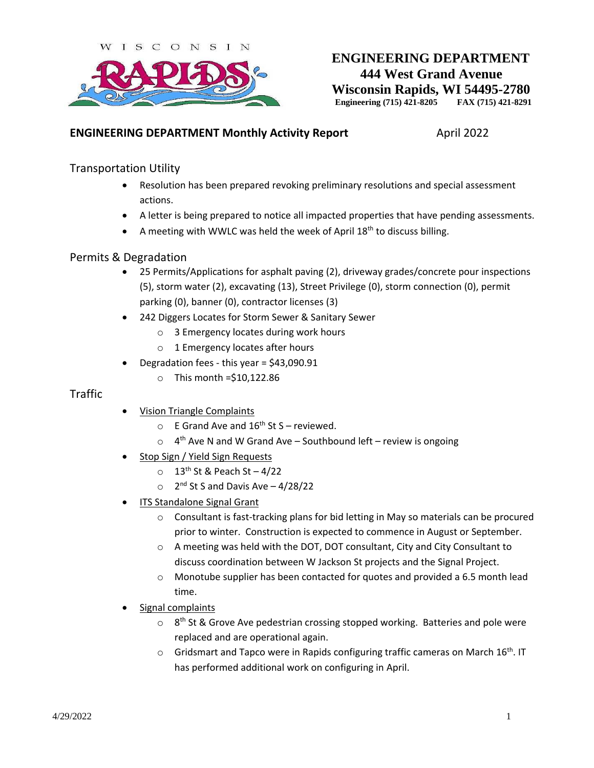**ENGINEERING DEPARTMENT**
**444 West Grand Avenue**
**Wisconsin Rapids, WI 54495-2780**
**Engineering (715) 421-8205 FAX (715) 421-8291**

## ENGINEERING DEPARTMENT Monthly Activity Report April 2022

### Transportation Utility

- Resolution has been prepared revoking preliminary resolutions and special assessment actions.
- A letter is being prepared to notice all impacted properties that have pending assessments.
- A meeting with WWLC was held the week of April 18th to discuss billing.

### Permits & Degradation

- 25 Permits/Applications for asphalt paving (2), driveway grades/concrete pour inspections (5), storm water (2), excavating (13), Street Privilege (0), storm connection (0), permit parking (0), banner (0), contractor licenses (3)
- 242 Diggers Locates for Storm Sewer & Sanitary Sewer
  - 3 Emergency locates during work hours
  - 1 Emergency locates after hours
- Degradation fees - this year = $43,090.91
  - This month =$10,122.86

### Traffic

- Vision Triangle Complaints
  - E Grand Ave and 16th St S – reviewed.
  - 4th Ave N and W Grand Ave – Southbound left – review is ongoing
- Stop Sign / Yield Sign Requests
  - 13th St & Peach St – 4/22
  - 2nd St S and Davis Ave – 4/28/22
- ITS Standalone Signal Grant
  - Consultant is fast-tracking plans for bid letting in May so materials can be procured prior to winter. Construction is expected to commence in August or September.
  - A meeting was held with the DOT, DOT consultant, City and City Consultant to discuss coordination between W Jackson St projects and the Signal Project.
  - Monotube supplier has been contacted for quotes and provided a 6.5 month lead time.
- Signal complaints
  - 8th St & Grove Ave pedestrian crossing stopped working. Batteries and pole were replaced and are operational again.
  - Gridsmart and Tapco were in Rapids configuring traffic cameras on March 16th. IT has performed additional work on configuring in April.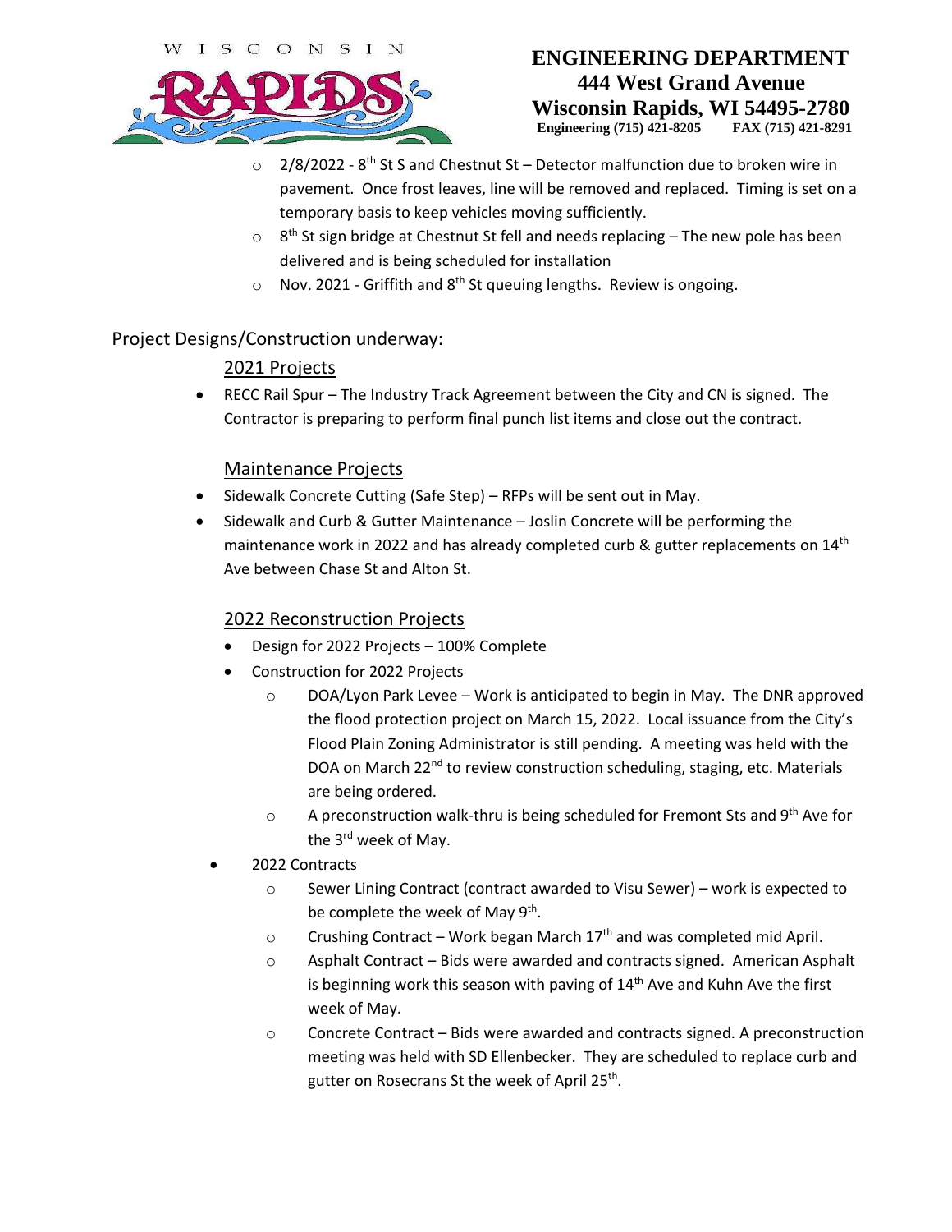- 2/8/2022 - 8th St S and Chestnut St – Detector malfunction due to broken wire in pavement. Once frost leaves, line will be removed and replaced. Timing is set on a temporary basis to keep vehicles moving sufficiently.
- 8th St sign bridge at Chestnut St fell and needs replacing – The new pole has been delivered and is being scheduled for installation
- Nov. 2021 - Griffith and 8th St queuing lengths. Review is ongoing.

Project Designs/Construction underway:

2021 Projects

- RECC Rail Spur – The Industry Track Agreement between the City and CN is signed. The Contractor is preparing to perform final punch list items and close out the contract.

Maintenance Projects

- Sidewalk Concrete Cutting (Safe Step) – RFPs will be sent out in May.
- Sidewalk and Curb & Gutter Maintenance – Joslin Concrete will be performing the maintenance work in 2022 and has already completed curb & gutter replacements on 14th Ave between Chase St and Alton St.

2022 Reconstruction Projects

- Design for 2022 Projects – 100% Complete
- Construction for 2022 Projects
  - DOA/Lyon Park Levee – Work is anticipated to begin in May. The DNR approved the flood protection project on March 15, 2022. Local issuance from the City's Flood Plain Zoning Administrator is still pending. A meeting was held with the DOA on March 22nd to review construction scheduling, staging, etc. Materials are being ordered.
  - A preconstruction walk-thru is being scheduled for Fremont Sts and 9th Ave for the 3rd week of May.
- 2022 Contracts
  - Sewer Lining Contract (contract awarded to Visu Sewer) – work is expected to be complete the week of May 9th.
  - Crushing Contract – Work began March 17th and was completed mid April.
  - Asphalt Contract – Bids were awarded and contracts signed. American Asphalt is beginning work this season with paving of 14th Ave and Kuhn Ave the first week of May.
  - Concrete Contract – Bids were awarded and contracts signed. A preconstruction meeting was held with SD Ellenbecker. They are scheduled to replace curb and gutter on Rosecrans St the week of April 25th.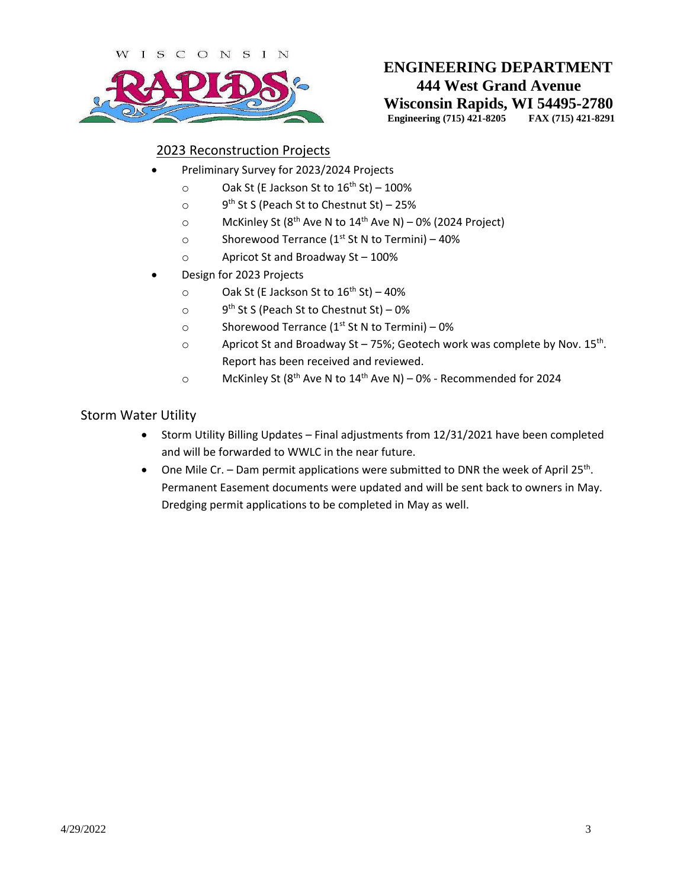**ENGINEERING DEPARTMENT**
**444 West Grand Avenue**
**Wisconsin Rapids, WI 54495-2780**
**Engineering (715) 421-8205 FAX (715) 421-8291**

## 2023 Reconstruction Projects

- Preliminary Survey for 2023/2024 Projects
  - Oak St (E Jackson St to 16th St) – 100%
  - 9th St S (Peach St to Chestnut St) – 25%
  - McKinley St (8th Ave N to 14th Ave N) – 0% (2024 Project)
  - Shorewood Terrance (1st St N to Termini) – 40%
  - Apricot St and Broadway St – 100%
- Design for 2023 Projects
  - Oak St (E Jackson St to 16th St) – 40%
  - 9th St S (Peach St to Chestnut St) – 0%
  - Shorewood Terrance (1st St N to Termini) – 0%
  - Apricot St and Broadway St – 75%; Geotech work was complete by Nov. 15th. Report has been received and reviewed.
  - McKinley St (8th Ave N to 14th Ave N) – 0% - Recommended for 2024

## Storm Water Utility

- Storm Utility Billing Updates – Final adjustments from 12/31/2021 have been completed and will be forwarded to WWLC in the near future.
- One Mile Cr. – Dam permit applications were submitted to DNR the week of April 25th. Permanent Easement documents were updated and will be sent back to owners in May. Dredging permit applications to be completed in May as well.